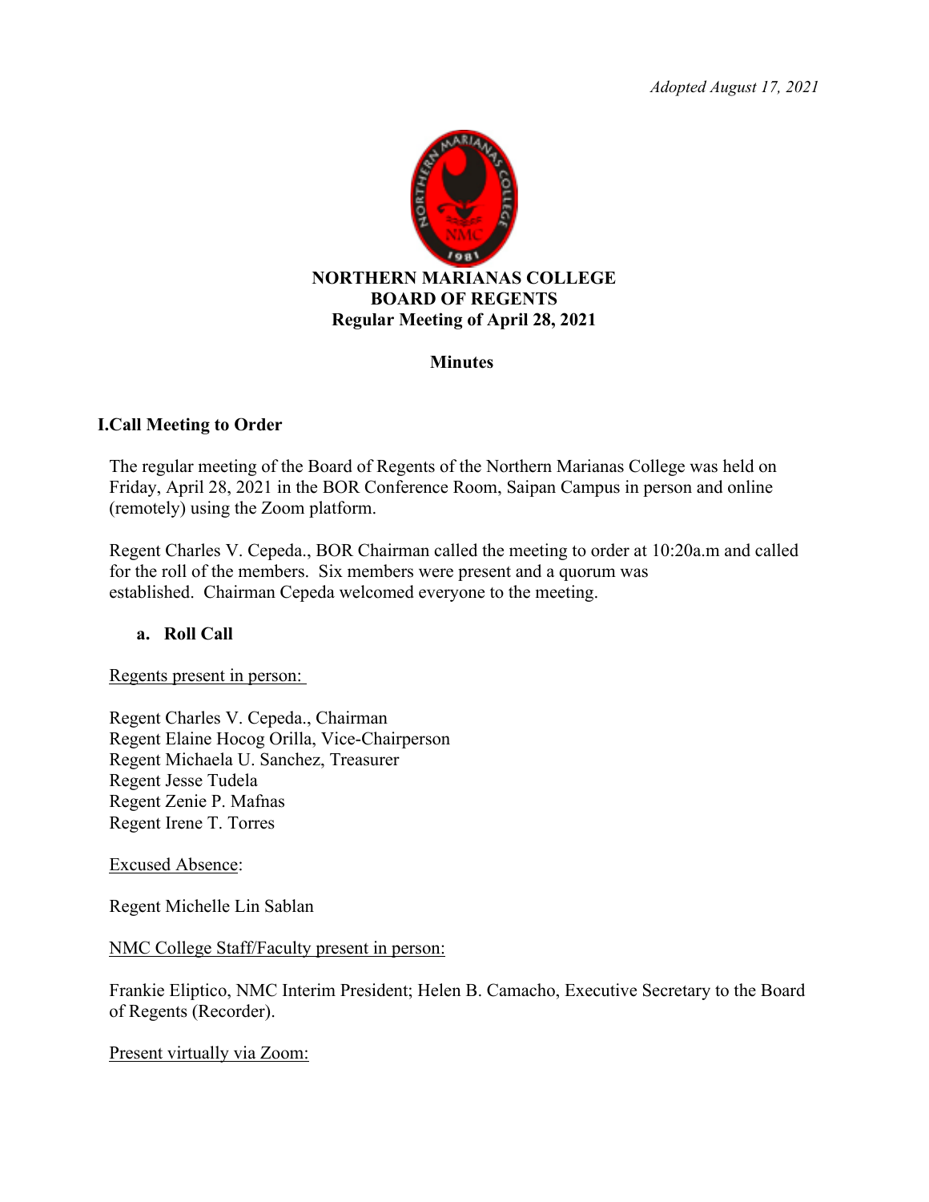*Adopted August 17, 2021*

**NORTHERN MARIANAS COLLEGE**
**BOARD OF REGENTS**
**Regular Meeting of April 28, 2021**

**Minutes**

## I. Call Meeting to Order

The regular meeting of the Board of Regents of the Northern Marianas College was held on Friday, April 28, 2021 in the BOR Conference Room, Saipan Campus in person and online (remotely) using the Zoom platform.

Regent Charles V. Cepeda., BOR Chairman called the meeting to order at 10:20a.m and called for the roll of the members. Six members were present and a quorum was established. Chairman Cepeda welcomed everyone to the meeting.

### a. Roll Call

Regents present in person:

Regent Charles V. Cepeda., Chairman
Regent Elaine Hocog Orilla, Vice-Chairperson
Regent Michaela U. Sanchez, Treasurer
Regent Jesse Tudela
Regent Zenie P. Mafnas
Regent Irene T. Torres

Excused Absence:

Regent Michelle Lin Sablan

NMC College Staff/Faculty present in person:

Frankie Eliptico, NMC Interim President; Helen B. Camacho, Executive Secretary to the Board of Regents (Recorder).

Present virtually via Zoom: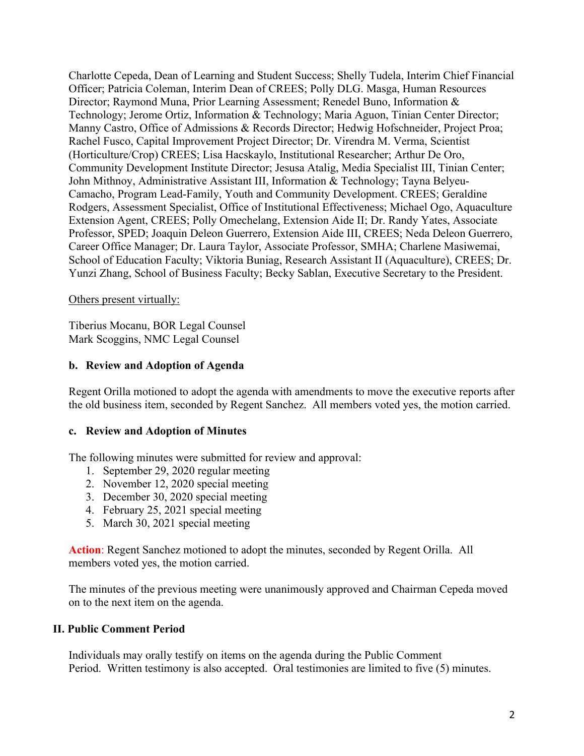Charlotte Cepeda, Dean of Learning and Student Success; Shelly Tudela, Interim Chief Financial Officer; Patricia Coleman, Interim Dean of CREES; Polly DLG. Masga, Human Resources Director; Raymond Muna, Prior Learning Assessment; Renedel Buno, Information & Technology; Jerome Ortiz, Information & Technology; Maria Aguon, Tinian Center Director; Manny Castro, Office of Admissions & Records Director; Hedwig Hofschneider, Project Proa; Rachel Fusco, Capital Improvement Project Director; Dr. Virendra M. Verma, Scientist (Horticulture/Crop) CREES; Lisa Hacskaylo, Institutional Researcher; Arthur De Oro, Community Development Institute Director; Jesusa Atalig, Media Specialist III, Tinian Center; John Mithnoy, Administrative Assistant III, Information & Technology; Tayna Belyeu-Camacho, Program Lead-Family, Youth and Community Development. CREES; Geraldine Rodgers, Assessment Specialist, Office of Institutional Effectiveness; Michael Ogo, Aquaculture Extension Agent, CREES; Polly Omechelang, Extension Aide II; Dr. Randy Yates, Associate Professor, SPED; Joaquin Deleon Guerrero, Extension Aide III, CREES; Neda Deleon Guerrero, Career Office Manager; Dr. Laura Taylor, Associate Professor, SMHA; Charlene Masiwemai, School of Education Faculty; Viktoria Buniag, Research Assistant II (Aquaculture), CREES; Dr. Yunzi Zhang, School of Business Faculty; Becky Sablan, Executive Secretary to the President.

Others present virtually:

Tiberius Mocanu, BOR Legal Counsel
Mark Scoggins, NMC Legal Counsel

**b. Review and Adoption of Agenda**

Regent Orilla motioned to adopt the agenda with amendments to move the executive reports after the old business item, seconded by Regent Sanchez. All members voted yes, the motion carried.

**c. Review and Adoption of Minutes**

The following minutes were submitted for review and approval:

1. September 29, 2020 regular meeting
2. November 12, 2020 special meeting
3. December 30, 2020 special meeting
4. February 25, 2021 special meeting
5. March 30, 2021 special meeting

**Action**: Regent Sanchez motioned to adopt the minutes, seconded by Regent Orilla. All members voted yes, the motion carried.

The minutes of the previous meeting were unanimously approved and Chairman Cepeda moved on to the next item on the agenda.

## II. Public Comment Period

Individuals may orally testify on items on the agenda during the Public Comment Period. Written testimony is also accepted. Oral testimonies are limited to five (5) minutes.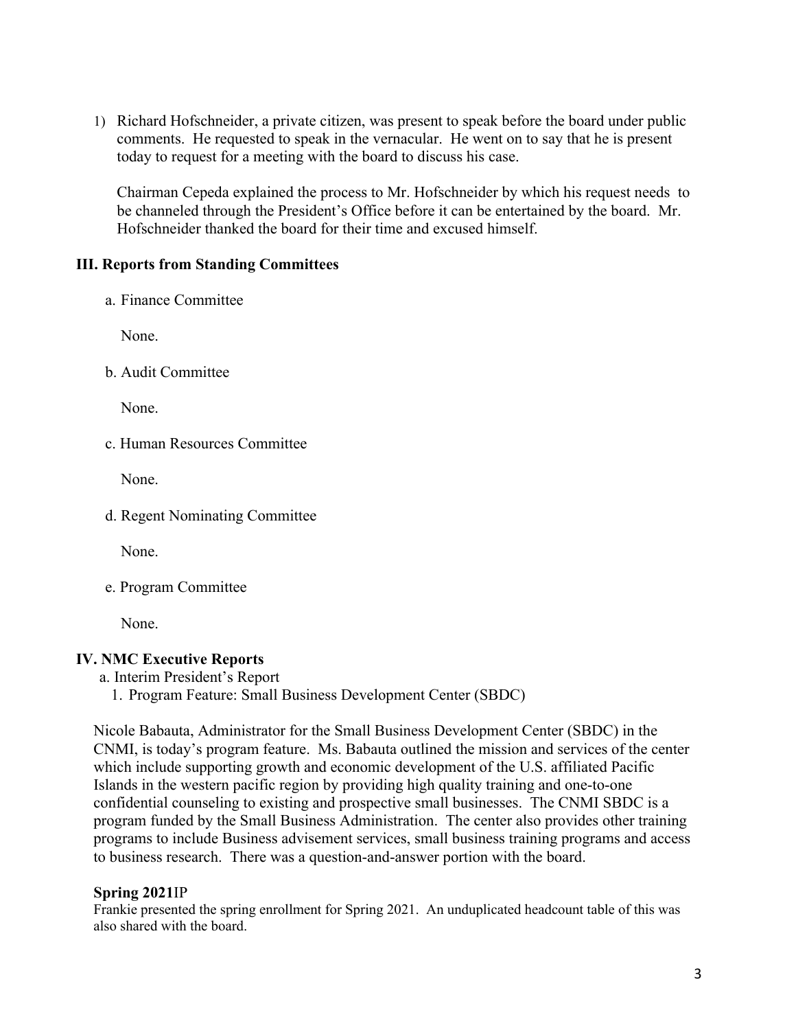1) Richard Hofschneider, a private citizen, was present to speak before the board under public comments. He requested to speak in the vernacular. He went on to say that he is present today to request for a meeting with the board to discuss his case.

   Chairman Cepeda explained the process to Mr. Hofschneider by which his request needs to be channeled through the President's Office before it can be entertained by the board. Mr. Hofschneider thanked the board for their time and excused himself.

## III. Reports from Standing Committees

a. Finance Committee

None.

b. Audit Committee

None.

c. Human Resources Committee

None.

d. Regent Nominating Committee

None.

e. Program Committee

None.

## IV. NMC Executive Reports

a. Interim President's Report

1. Program Feature: Small Business Development Center (SBDC)

Nicole Babauta, Administrator for the Small Business Development Center (SBDC) in the CNMI, is today's program feature. Ms. Babauta outlined the mission and services of the center which include supporting growth and economic development of the U.S. affiliated Pacific Islands in the western pacific region by providing high quality training and one-to-one confidential counseling to existing and prospective small businesses. The CNMI SBDC is a program funded by the Small Business Administration. The center also provides other training programs to include Business advisement services, small business training programs and access to business research. There was a question-and-answer portion with the board.

**Spring 2021**IP

Frankie presented the spring enrollment for Spring 2021. An unduplicated headcount table of this was also shared with the board.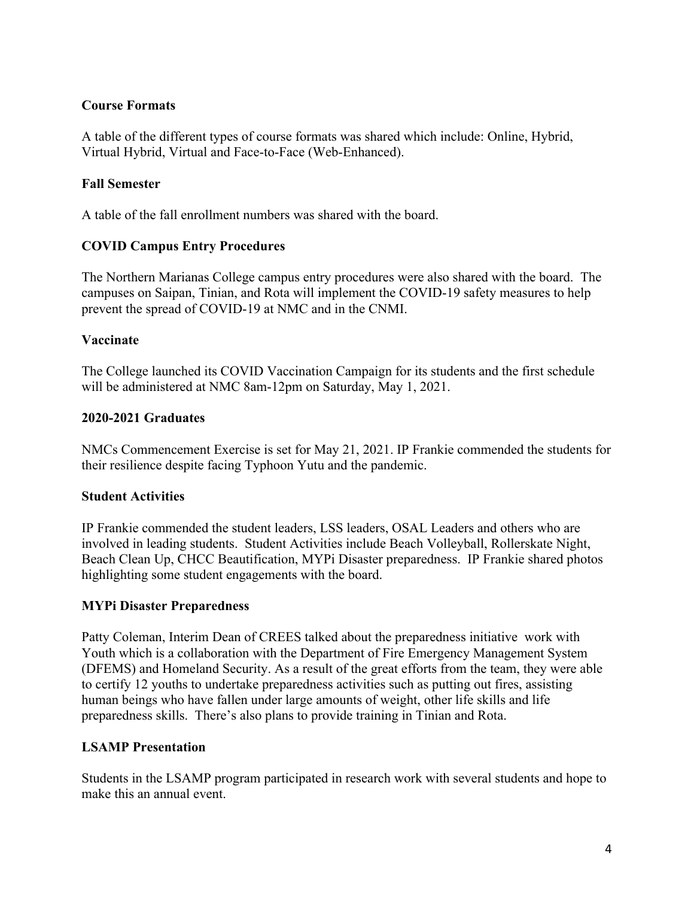**Course Formats**

A table of the different types of course formats was shared which include: Online, Hybrid, Virtual Hybrid, Virtual and Face-to-Face (Web-Enhanced).

**Fall Semester**

A table of the fall enrollment numbers was shared with the board.

**COVID Campus Entry Procedures**

The Northern Marianas College campus entry procedures were also shared with the board. The campuses on Saipan, Tinian, and Rota will implement the COVID-19 safety measures to help prevent the spread of COVID-19 at NMC and in the CNMI.

**Vaccinate**

The College launched its COVID Vaccination Campaign for its students and the first schedule will be administered at NMC 8am-12pm on Saturday, May 1, 2021.

**2020-2021 Graduates**

NMCs Commencement Exercise is set for May 21, 2021. IP Frankie commended the students for their resilience despite facing Typhoon Yutu and the pandemic.

**Student Activities**

IP Frankie commended the student leaders, LSS leaders, OSAL Leaders and others who are involved in leading students. Student Activities include Beach Volleyball, Rollerskate Night, Beach Clean Up, CHCC Beautification, MYPi Disaster preparedness. IP Frankie shared photos highlighting some student engagements with the board.

**MYPi Disaster Preparedness**

Patty Coleman, Interim Dean of CREES talked about the preparedness initiative work with Youth which is a collaboration with the Department of Fire Emergency Management System (DFEMS) and Homeland Security. As a result of the great efforts from the team, they were able to certify 12 youths to undertake preparedness activities such as putting out fires, assisting human beings who have fallen under large amounts of weight, other life skills and life preparedness skills. There's also plans to provide training in Tinian and Rota.

**LSAMP Presentation**

Students in the LSAMP program participated in research work with several students and hope to make this an annual event.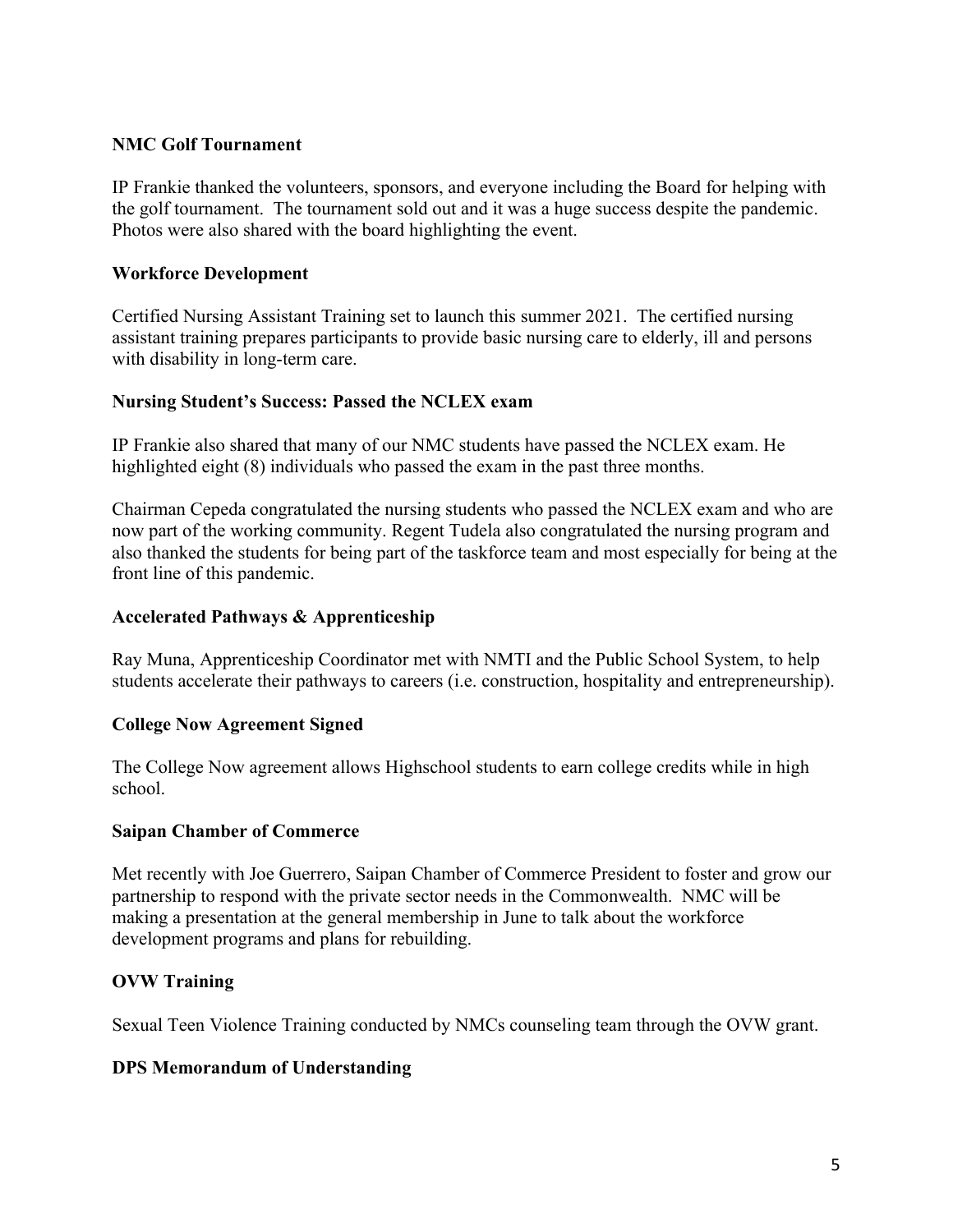**NMC Golf Tournament**

IP Frankie thanked the volunteers, sponsors, and everyone including the Board for helping with the golf tournament. The tournament sold out and it was a huge success despite the pandemic. Photos were also shared with the board highlighting the event.

**Workforce Development**

Certified Nursing Assistant Training set to launch this summer 2021. The certified nursing assistant training prepares participants to provide basic nursing care to elderly, ill and persons with disability in long-term care.

**Nursing Student's Success: Passed the NCLEX exam**

IP Frankie also shared that many of our NMC students have passed the NCLEX exam. He highlighted eight (8) individuals who passed the exam in the past three months.

Chairman Cepeda congratulated the nursing students who passed the NCLEX exam and who are now part of the working community. Regent Tudela also congratulated the nursing program and also thanked the students for being part of the taskforce team and most especially for being at the front line of this pandemic.

**Accelerated Pathways & Apprenticeship**

Ray Muna, Apprenticeship Coordinator met with NMTI and the Public School System, to help students accelerate their pathways to careers (i.e. construction, hospitality and entrepreneurship).

**College Now Agreement Signed**

The College Now agreement allows Highschool students to earn college credits while in high school.

**Saipan Chamber of Commerce**

Met recently with Joe Guerrero, Saipan Chamber of Commerce President to foster and grow our partnership to respond with the private sector needs in the Commonwealth. NMC will be making a presentation at the general membership in June to talk about the workforce development programs and plans for rebuilding.

**OVW Training**

Sexual Teen Violence Training conducted by NMCs counseling team through the OVW grant.

**DPS Memorandum of Understanding**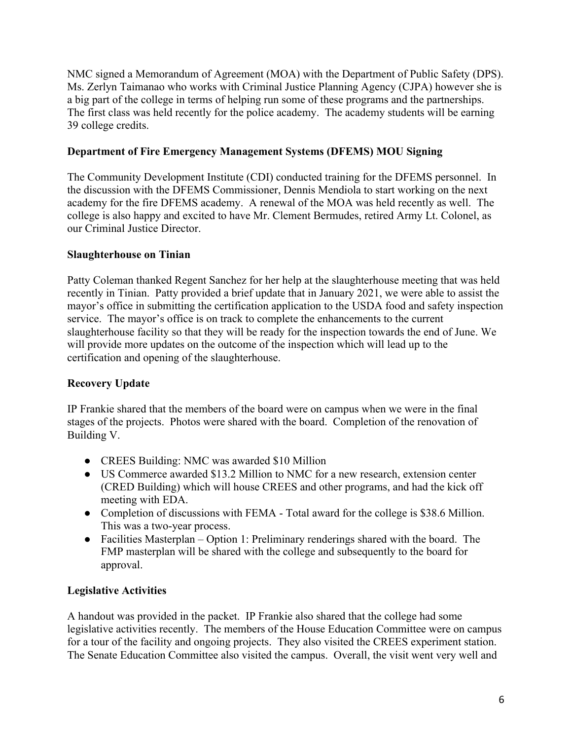NMC signed a Memorandum of Agreement (MOA) with the Department of Public Safety (DPS). Ms. Zerlyn Taimanao who works with Criminal Justice Planning Agency (CJPA) however she is a big part of the college in terms of helping run some of these programs and the partnerships. The first class was held recently for the police academy. The academy students will be earning 39 college credits.

**Department of Fire Emergency Management Systems (DFEMS) MOU Signing**

The Community Development Institute (CDI) conducted training for the DFEMS personnel. In the discussion with the DFEMS Commissioner, Dennis Mendiola to start working on the next academy for the fire DFEMS academy. A renewal of the MOA was held recently as well. The college is also happy and excited to have Mr. Clement Bermudes, retired Army Lt. Colonel, as our Criminal Justice Director.

**Slaughterhouse on Tinian**

Patty Coleman thanked Regent Sanchez for her help at the slaughterhouse meeting that was held recently in Tinian. Patty provided a brief update that in January 2021, we were able to assist the mayor's office in submitting the certification application to the USDA food and safety inspection service. The mayor's office is on track to complete the enhancements to the current slaughterhouse facility so that they will be ready for the inspection towards the end of June. We will provide more updates on the outcome of the inspection which will lead up to the certification and opening of the slaughterhouse.

**Recovery Update**

IP Frankie shared that the members of the board were on campus when we were in the final stages of the projects. Photos were shared with the board. Completion of the renovation of Building V.

- CREES Building: NMC was awarded $10 Million
- US Commerce awarded $13.2 Million to NMC for a new research, extension center (CRED Building) which will house CREES and other programs, and had the kick off meeting with EDA.
- Completion of discussions with FEMA - Total award for the college is $38.6 Million. This was a two-year process.
- Facilities Masterplan – Option 1: Preliminary renderings shared with the board. The FMP masterplan will be shared with the college and subsequently to the board for approval.

**Legislative Activities**

A handout was provided in the packet. IP Frankie also shared that the college had some legislative activities recently. The members of the House Education Committee were on campus for a tour of the facility and ongoing projects. They also visited the CREES experiment station. The Senate Education Committee also visited the campus. Overall, the visit went very well and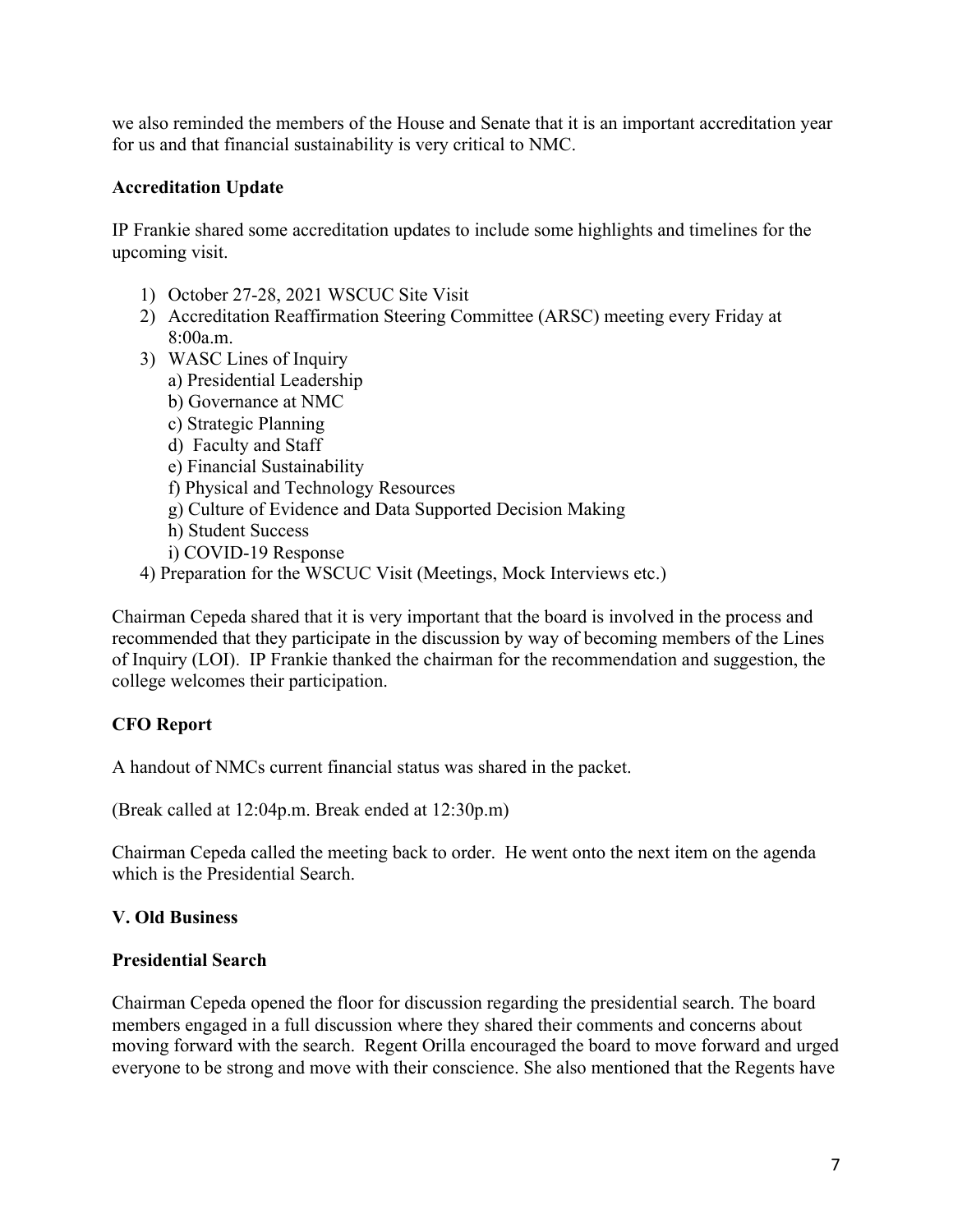we also reminded the members of the House and Senate that it is an important accreditation year for us and that financial sustainability is very critical to NMC.

**Accreditation Update**

IP Frankie shared some accreditation updates to include some highlights and timelines for the upcoming visit.

1) October 27-28, 2021 WSCUC Site Visit
2) Accreditation Reaffirmation Steering Committee (ARSC) meeting every Friday at 8:00a.m.
3) WASC Lines of Inquiry
   a) Presidential Leadership
   b) Governance at NMC
   c) Strategic Planning
   d) Faculty and Staff
   e) Financial Sustainability
   f) Physical and Technology Resources
   g) Culture of Evidence and Data Supported Decision Making
   h) Student Success
   i) COVID-19 Response
4) Preparation for the WSCUC Visit (Meetings, Mock Interviews etc.)

Chairman Cepeda shared that it is very important that the board is involved in the process and recommended that they participate in the discussion by way of becoming members of the Lines of Inquiry (LOI). IP Frankie thanked the chairman for the recommendation and suggestion, the college welcomes their participation.

**CFO Report**

A handout of NMCs current financial status was shared in the packet.

(Break called at 12:04p.m. Break ended at 12:30p.m)

Chairman Cepeda called the meeting back to order. He went onto the next item on the agenda which is the Presidential Search.

**V. Old Business**

**Presidential Search**

Chairman Cepeda opened the floor for discussion regarding the presidential search. The board members engaged in a full discussion where they shared their comments and concerns about moving forward with the search. Regent Orilla encouraged the board to move forward and urged everyone to be strong and move with their conscience. She also mentioned that the Regents have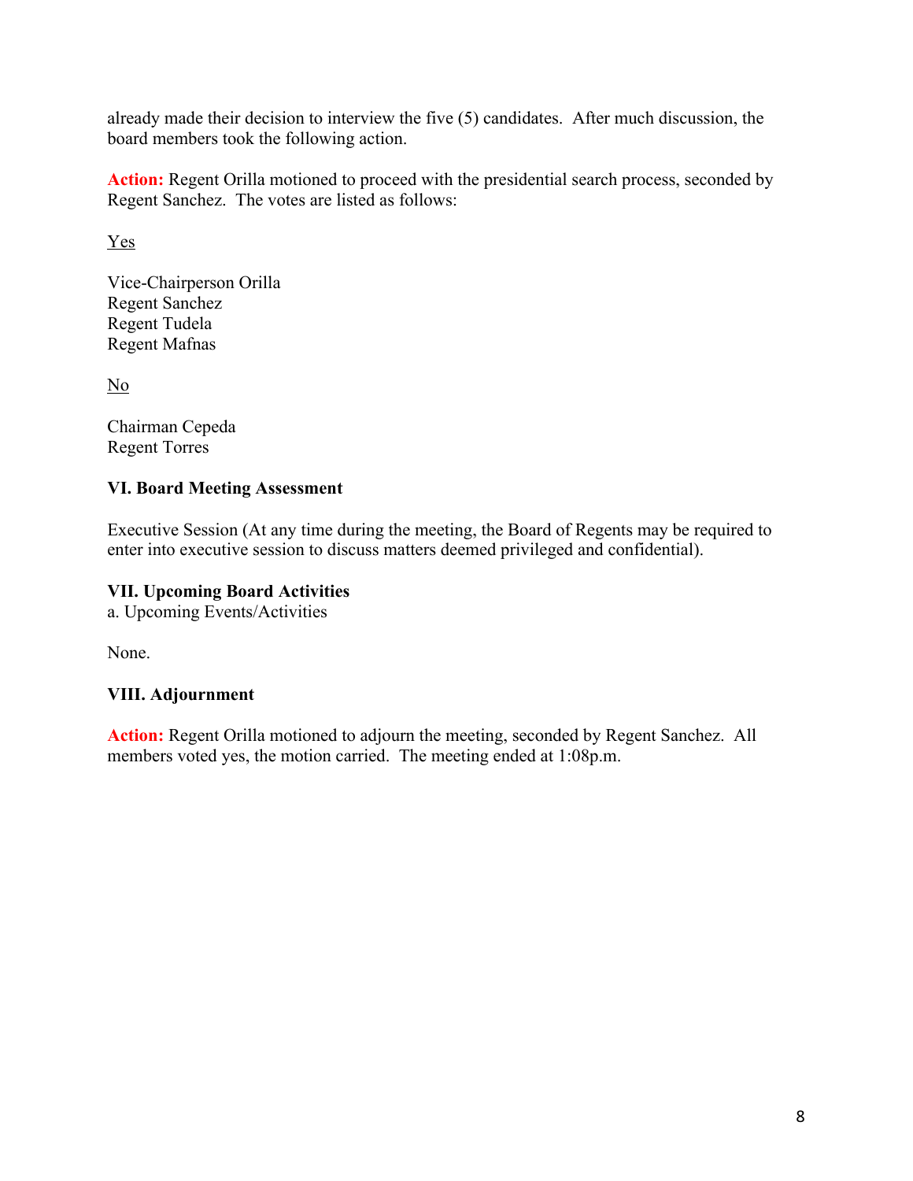already made their decision to interview the five (5) candidates. After much discussion, the board members took the following action.

**Action:** Regent Orilla motioned to proceed with the presidential search process, seconded by Regent Sanchez. The votes are listed as follows:

Yes

Vice-Chairperson Orilla
Regent Sanchez
Regent Tudela
Regent Mafnas

No

Chairman Cepeda
Regent Torres

**VI. Board Meeting Assessment**

Executive Session (At any time during the meeting, the Board of Regents may be required to enter into executive session to discuss matters deemed privileged and confidential).

**VII. Upcoming Board Activities**
a. Upcoming Events/Activities

None.

**VIII. Adjournment**

**Action:** Regent Orilla motioned to adjourn the meeting, seconded by Regent Sanchez. All members voted yes, the motion carried. The meeting ended at 1:08p.m.